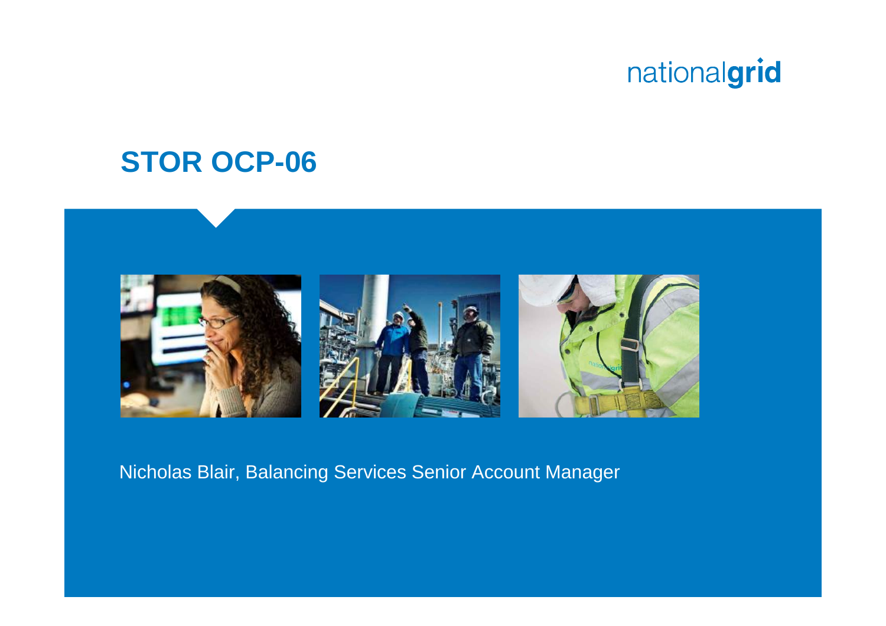nationalgrid

# STOR OCP-06

Nicholas Blair, Balancing Services Senior Account Manager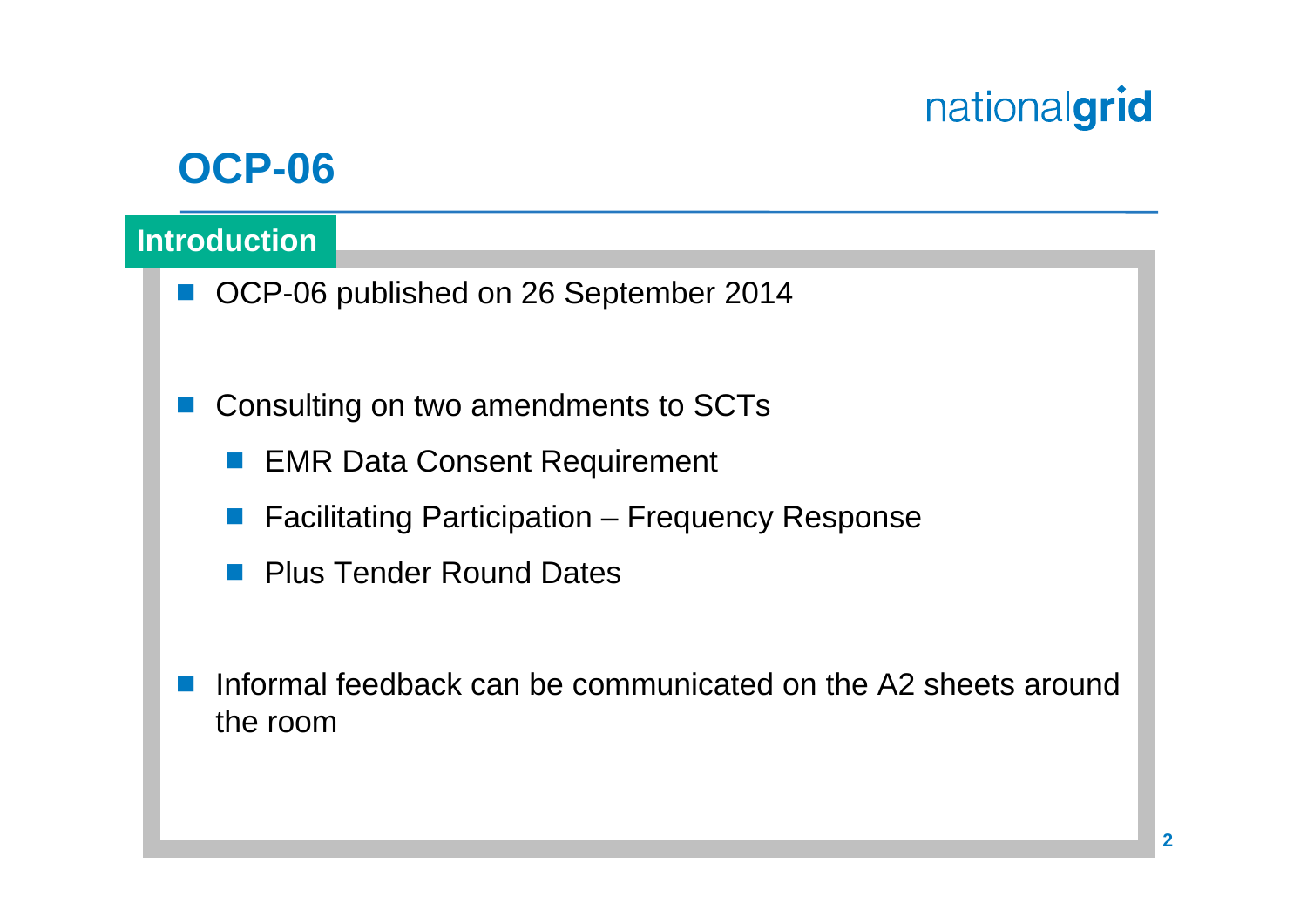# OCP-06

## Introduction

- OCP-06 published on 26 September 2014
- Consulting on two amendments to SCTs
  - EMR Data Consent Requirement
  - Facilitating Participation – Frequency Response
  - Plus Tender Round Dates
- Informal feedback can be communicated on the A2 sheets around the room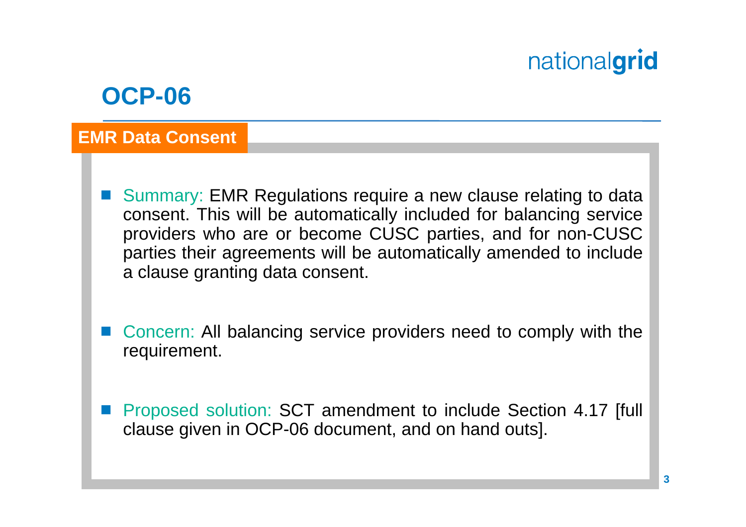# OCP-06

## EMR Data Consent

- Summary: EMR Regulations require a new clause relating to data consent. This will be automatically included for balancing service providers who are or become CUSC parties, and for non-CUSC parties their agreements will be automatically amended to include a clause granting data consent.

- Concern: All balancing service providers need to comply with the requirement.

- Proposed solution: SCT amendment to include Section 4.17 [full clause given in OCP-06 document, and on hand outs].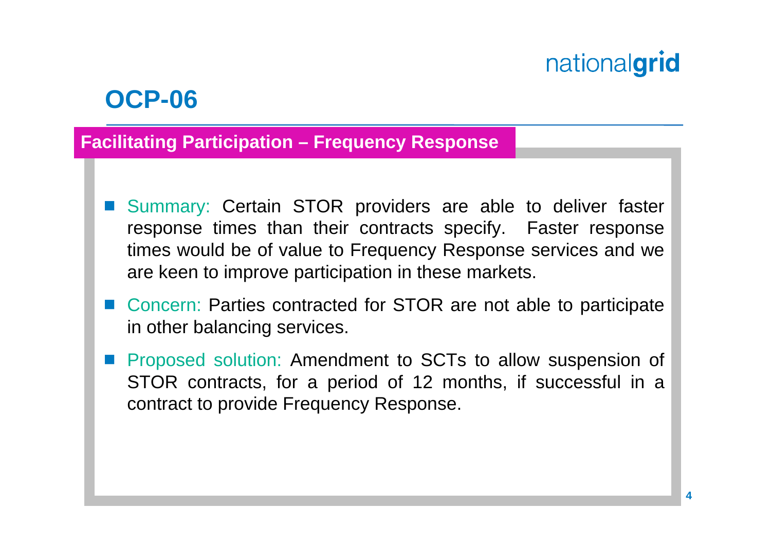# OCP-06

## Facilitating Participation – Frequency Response

- Summary: Certain STOR providers are able to deliver faster response times than their contracts specify.  Faster response times would be of value to Frequency Response services and we are keen to improve participation in these markets.
- Concern: Parties contracted for STOR are not able to participate in other balancing services.
- Proposed solution: Amendment to SCTs to allow suspension of STOR contracts, for a period of 12 months, if successful in a contract to provide Frequency Response.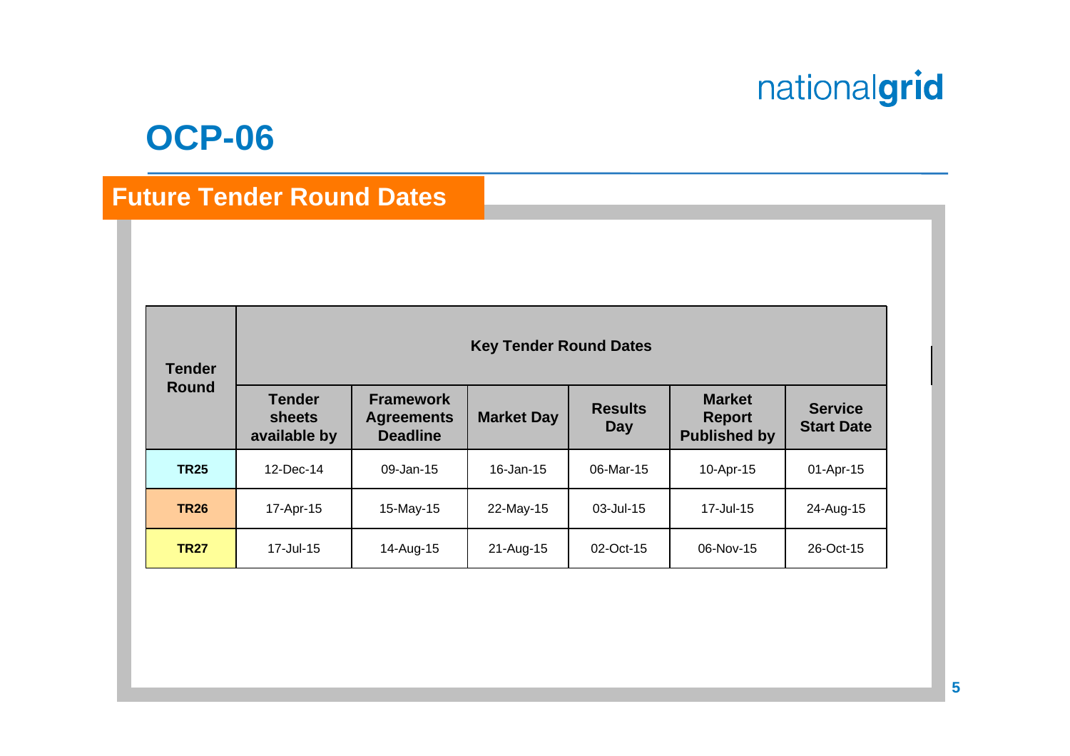# OCP-06

## Future Tender Round Dates

| Tender Round | Key Tender Round Dates | | | | | |
|---|---|---|---|---|---|---|
| | Tender sheets available by | Framework Agreements Deadline | Market Day | Results Day | Market Report Published by | Service Start Date |
| **TR25** | 12-Dec-14 | 09-Jan-15 | 16-Jan-15 | 06-Mar-15 | 10-Apr-15 | 01-Apr-15 |
| **TR26** | 17-Apr-15 | 15-May-15 | 22-May-15 | 03-Jul-15 | 17-Jul-15 | 24-Aug-15 |
| **TR27** | 17-Jul-15 | 14-Aug-15 | 21-Aug-15 | 02-Oct-15 | 06-Nov-15 | 26-Oct-15 |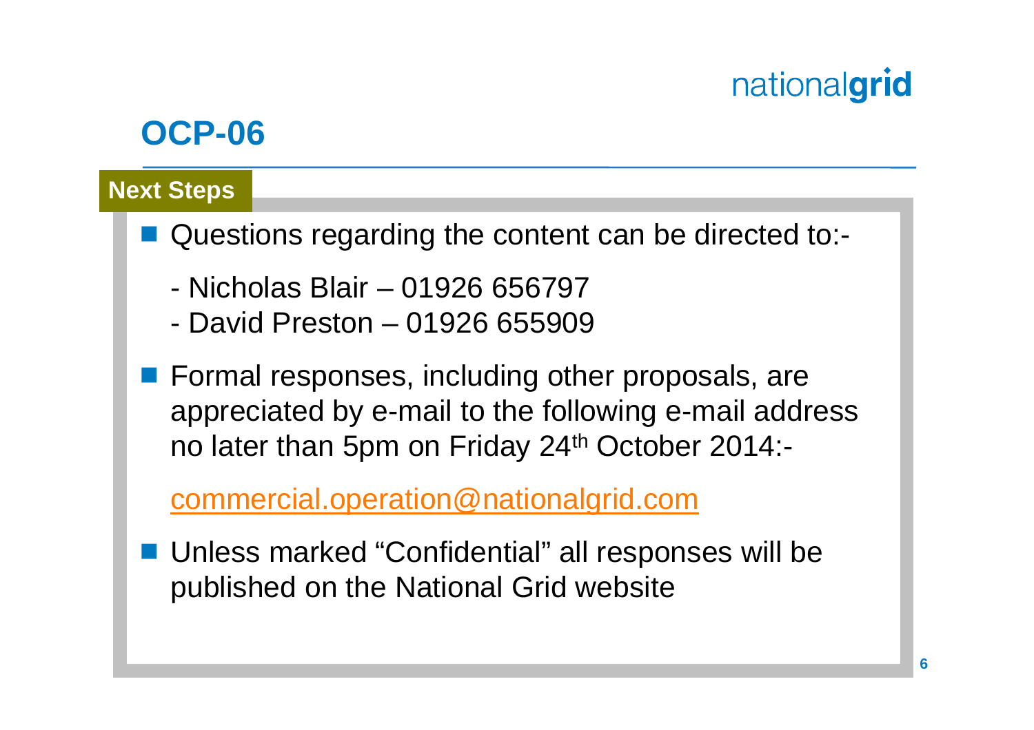# OCP-06

## Next Steps

- Questions regarding the content can be directed to:-

  - Nicholas Blair – 01926 656797
  - David Preston – 01926 655909

- Formal responses, including other proposals, are appreciated by e-mail to the following e-mail address no later than 5pm on Friday 24th October 2014:-

  commercial.operation@nationalgrid.com

- Unless marked "Confidential" all responses will be published on the National Grid website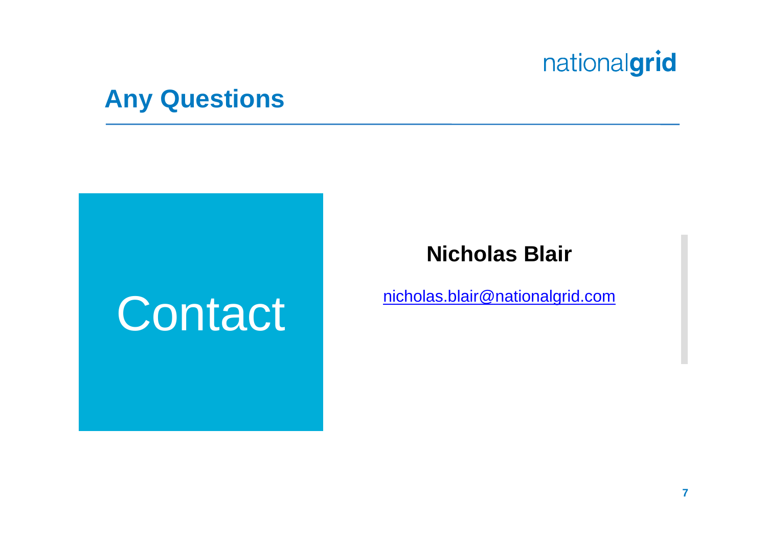# Any Questions

Contact

**Nicholas Blair**

nicholas.blair@nationalgrid.com